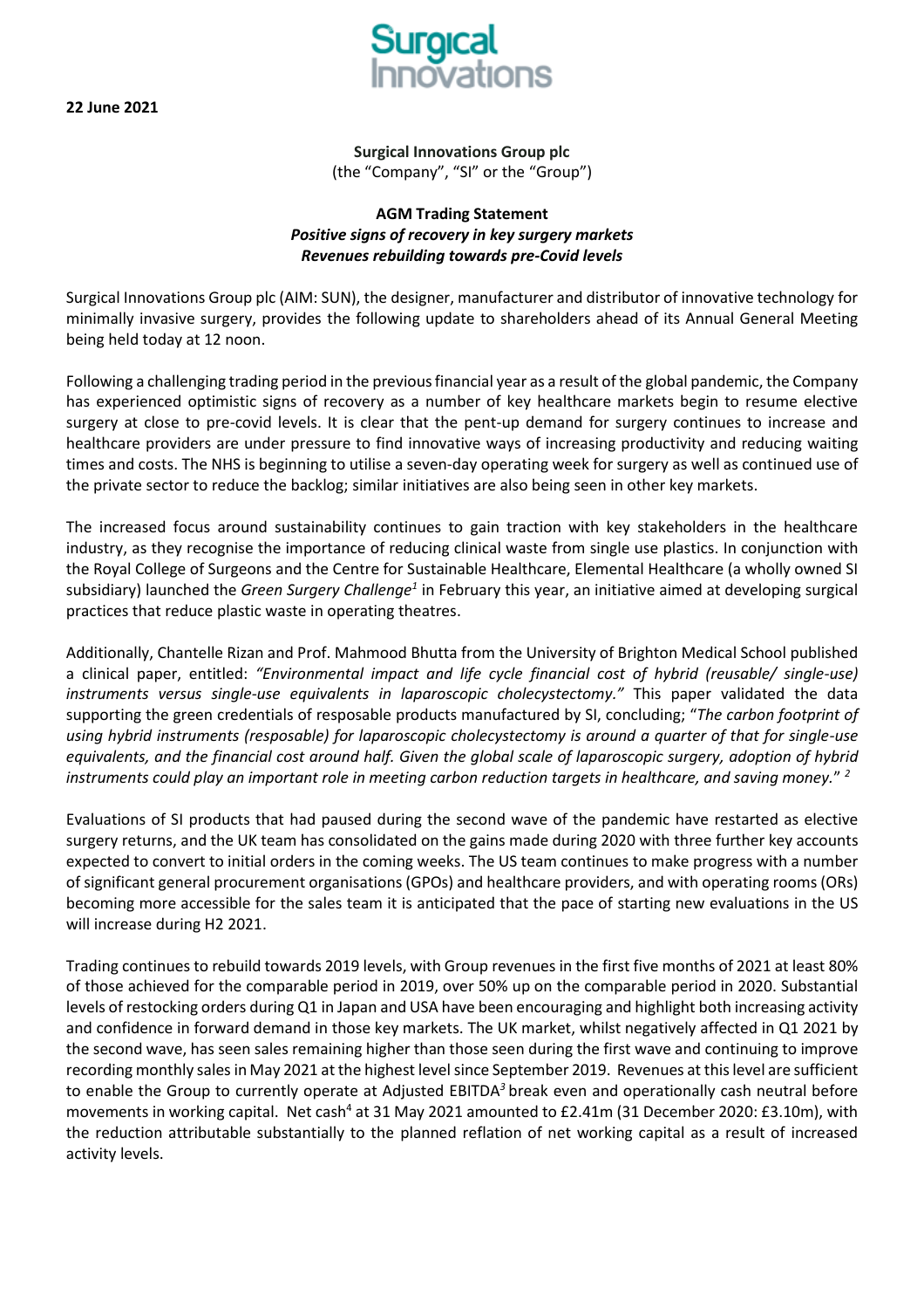**22 June 2021**

**Surgical Innovations Group plc**
(the "Company", "SI" or the "Group")

**AGM Trading Statement**
***Positive signs of recovery in key surgery markets***
***Revenues rebuilding towards pre-Covid levels***

Surgical Innovations Group plc (AIM: SUN), the designer, manufacturer and distributor of innovative technology for minimally invasive surgery, provides the following update to shareholders ahead of its Annual General Meeting being held today at 12 noon.

Following a challenging trading period in the previous financial year as a result of the global pandemic, the Company has experienced optimistic signs of recovery as a number of key healthcare markets begin to resume elective surgery at close to pre-covid levels. It is clear that the pent-up demand for surgery continues to increase and healthcare providers are under pressure to find innovative ways of increasing productivity and reducing waiting times and costs. The NHS is beginning to utilise a seven-day operating week for surgery as well as continued use of the private sector to reduce the backlog; similar initiatives are also being seen in other key markets.

The increased focus around sustainability continues to gain traction with key stakeholders in the healthcare industry, as they recognise the importance of reducing clinical waste from single use plastics. In conjunction with the Royal College of Surgeons and the Centre for Sustainable Healthcare, Elemental Healthcare (a wholly owned SI subsidiary) launched the *Green Surgery Challenge*[1] in February this year, an initiative aimed at developing surgical practices that reduce plastic waste in operating theatres.

Additionally, Chantelle Rizan and Prof. Mahmood Bhutta from the University of Brighton Medical School published a clinical paper, entitled: *"Environmental impact and life cycle financial cost of hybrid (reusable/ single-use) instruments versus single-use equivalents in laparoscopic cholecystectomy."* This paper validated the data supporting the green credentials of resposable products manufactured by SI, concluding; "*The carbon footprint of using hybrid instruments (resposable) for laparoscopic cholecystectomy is around a quarter of that for single-use equivalents, and the financial cost around half. Given the global scale of laparoscopic surgery, adoption of hybrid instruments could play an important role in meeting carbon reduction targets in healthcare, and saving money.*" [2]

Evaluations of SI products that had paused during the second wave of the pandemic have restarted as elective surgery returns, and the UK team has consolidated on the gains made during 2020 with three further key accounts expected to convert to initial orders in the coming weeks. The US team continues to make progress with a number of significant general procurement organisations (GPOs) and healthcare providers, and with operating rooms (ORs) becoming more accessible for the sales team it is anticipated that the pace of starting new evaluations in the US will increase during H2 2021.

Trading continues to rebuild towards 2019 levels, with Group revenues in the first five months of 2021 at least 80% of those achieved for the comparable period in 2019, over 50% up on the comparable period in 2020. Substantial levels of restocking orders during Q1 in Japan and USA have been encouraging and highlight both increasing activity and confidence in forward demand in those key markets. The UK market, whilst negatively affected in Q1 2021 by the second wave, has seen sales remaining higher than those seen during the first wave and continuing to improve recording monthly sales in May 2021 at the highest level since September 2019. Revenues at this level are sufficient to enable the Group to currently operate at Adjusted EBITDA[3] break even and operationally cash neutral before movements in working capital. Net cash[4] at 31 May 2021 amounted to £2.41m (31 December 2020: £3.10m), with the reduction attributable substantially to the planned reflation of net working capital as a result of increased activity levels.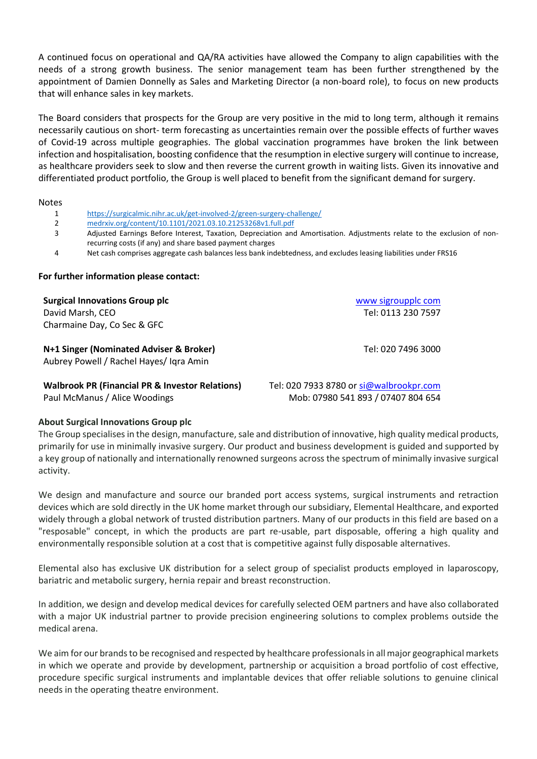A continued focus on operational and QA/RA activities have allowed the Company to align capabilities with the needs of a strong growth business. The senior management team has been further strengthened by the appointment of Damien Donnelly as Sales and Marketing Director (a non-board role), to focus on new products that will enhance sales in key markets.

The Board considers that prospects for the Group are very positive in the mid to long term, although it remains necessarily cautious on short- term forecasting as uncertainties remain over the possible effects of further waves of Covid-19 across multiple geographies. The global vaccination programmes have broken the link between infection and hospitalisation, boosting confidence that the resumption in elective surgery will continue to increase, as healthcare providers seek to slow and then reverse the current growth in waiting lists. Given its innovative and differentiated product portfolio, the Group is well placed to benefit from the significant demand for surgery.

Notes

1. https://surgicalmic.nihr.ac.uk/get-involved-2/green-surgery-challenge/
2. medrxiv.org/content/10.1101/2021.03.10.21253268v1.full.pdf
3. Adjusted Earnings Before Interest, Taxation, Depreciation and Amortisation. Adjustments relate to the exclusion of non-recurring costs (if any) and share based payment charges
4. Net cash comprises aggregate cash balances less bank indebtedness, and excludes leasing liabilities under FRS16

**For further information please contact:**

| | |
|---|---|
| **Surgical Innovations Group plc** | www sigroupplc com |
| David Marsh, CEO | Tel: 0113 230 7597 |
| Charmaine Day, Co Sec & GFC | |
| | |
| **N+1 Singer (Nominated Adviser & Broker)** | Tel: 020 7496 3000 |
| Aubrey Powell / Rachel Hayes/ Iqra Amin | |
| | |
| **Walbrook PR (Financial PR & Investor Relations)** | Tel: 020 7933 8780 or si@walbrookpr.com |
| Paul McManus / Alice Woodings | Mob: 07980 541 893 / 07407 804 654 |

**About Surgical Innovations Group plc**

The Group specialises in the design, manufacture, sale and distribution of innovative, high quality medical products, primarily for use in minimally invasive surgery. Our product and business development is guided and supported by a key group of nationally and internationally renowned surgeons across the spectrum of minimally invasive surgical activity.

We design and manufacture and source our branded port access systems, surgical instruments and retraction devices which are sold directly in the UK home market through our subsidiary, Elemental Healthcare, and exported widely through a global network of trusted distribution partners. Many of our products in this field are based on a "resposable" concept, in which the products are part re-usable, part disposable, offering a high quality and environmentally responsible solution at a cost that is competitive against fully disposable alternatives.

Elemental also has exclusive UK distribution for a select group of specialist products employed in laparoscopy, bariatric and metabolic surgery, hernia repair and breast reconstruction.

In addition, we design and develop medical devices for carefully selected OEM partners and have also collaborated with a major UK industrial partner to provide precision engineering solutions to complex problems outside the medical arena.

We aim for our brands to be recognised and respected by healthcare professionals in all major geographical markets in which we operate and provide by development, partnership or acquisition a broad portfolio of cost effective, procedure specific surgical instruments and implantable devices that offer reliable solutions to genuine clinical needs in the operating theatre environment.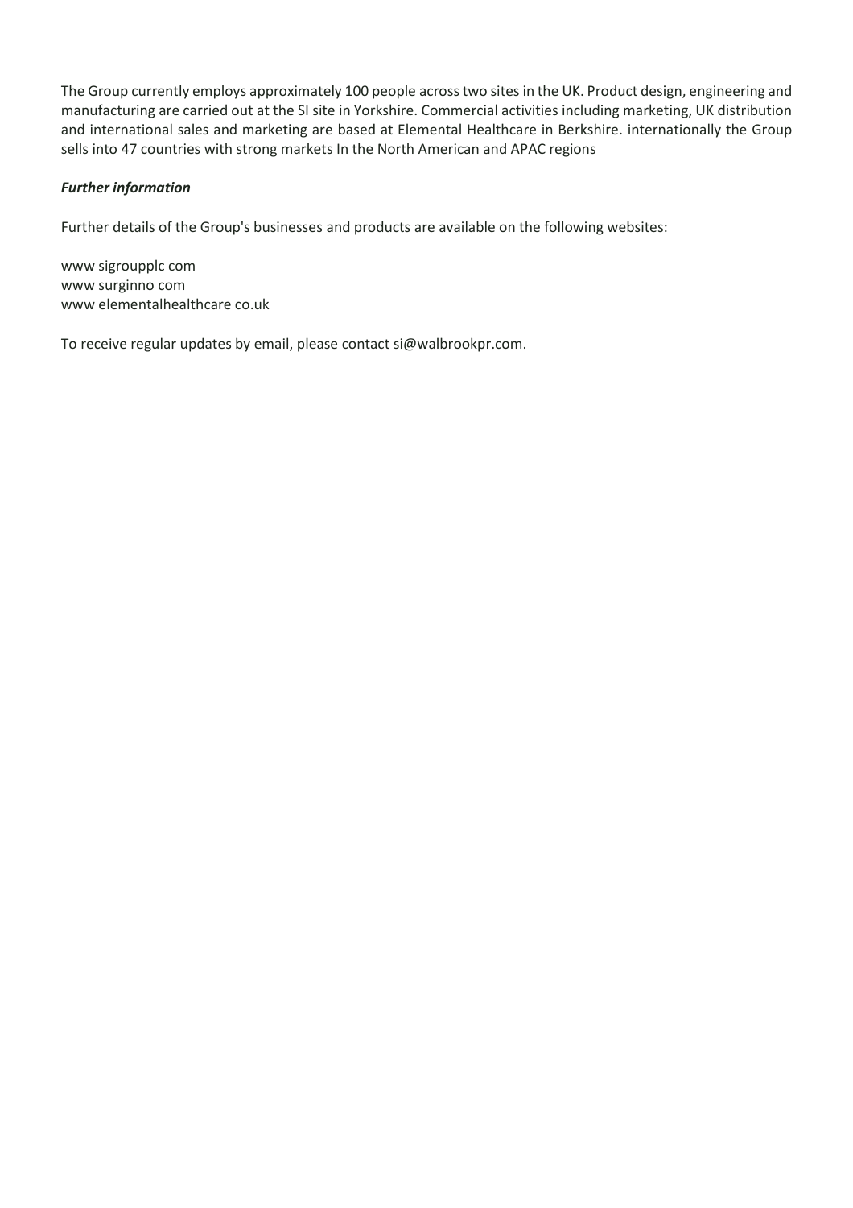The Group currently employs approximately 100 people across two sites in the UK. Product design, engineering and manufacturing are carried out at the SI site in Yorkshire. Commercial activities including marketing, UK distribution and international sales and marketing are based at Elemental Healthcare in Berkshire. internationally the Group sells into 47 countries with strong markets In the North American and APAC regions

***Further information***

Further details of the Group's businesses and products are available on the following websites:

www sigroupplc com
www surginno com
www elementalhealthcare co.uk

To receive regular updates by email, please contact si@walbrookpr.com.